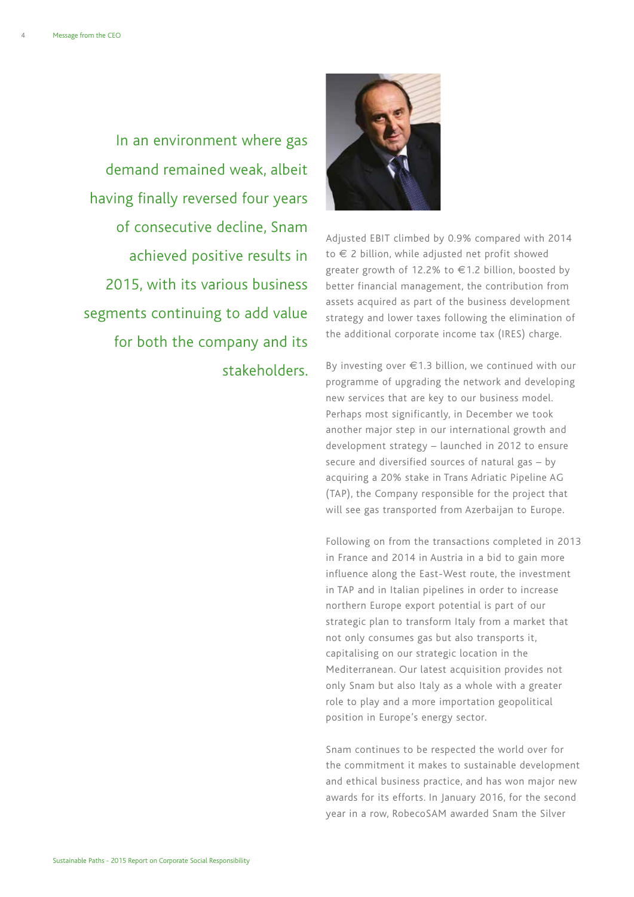In an environment where gas demand remained weak, albeit having finally reversed four years of consecutive decline, Snam achieved positive results in 2015, with its various business segments continuing to add value for both the company and its stakeholders.

Adjusted EBIT climbed by 0.9% compared with 2014 to € 2 billion, while adjusted net profit showed greater growth of 12.2% to €1.2 billion, boosted by better financial management, the contribution from assets acquired as part of the business development strategy and lower taxes following the elimination of the additional corporate income tax (IRES) charge.

By investing over €1.3 billion, we continued with our programme of upgrading the network and developing new services that are key to our business model. Perhaps most significantly, in December we took another major step in our international growth and development strategy – launched in 2012 to ensure secure and diversified sources of natural gas – by acquiring a 20% stake in Trans Adriatic Pipeline AG (TAP), the Company responsible for the project that will see gas transported from Azerbaijan to Europe.

Following on from the transactions completed in 2013 in France and 2014 in Austria in a bid to gain more influence along the East-West route, the investment in TAP and in Italian pipelines in order to increase northern Europe export potential is part of our strategic plan to transform Italy from a market that not only consumes gas but also transports it, capitalising on our strategic location in the Mediterranean. Our latest acquisition provides not only Snam but also Italy as a whole with a greater role to play and a more importation geopolitical position in Europe's energy sector.

Snam continues to be respected the world over for the commitment it makes to sustainable development and ethical business practice, and has won major new awards for its efforts. In January 2016, for the second year in a row, RobecoSAM awarded Snam the Silver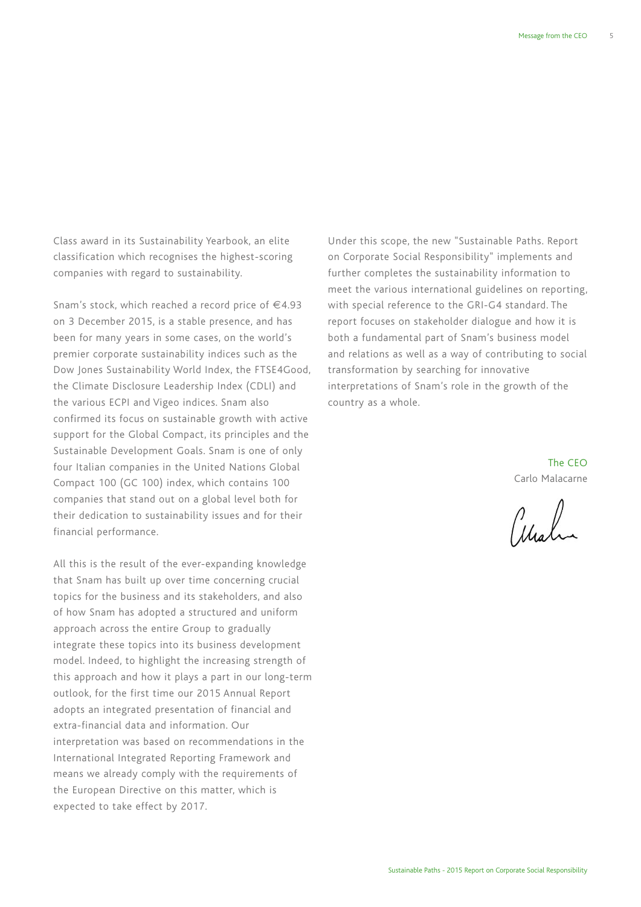Class award in its Sustainability Yearbook, an elite classification which recognises the highest-scoring companies with regard to sustainability.

Snam's stock, which reached a record price of €4.93 on 3 December 2015, is a stable presence, and has been for many years in some cases, on the world's premier corporate sustainability indices such as the Dow Jones Sustainability World Index, the FTSE4Good, the Climate Disclosure Leadership Index (CDLI) and the various ECPI and Vigeo indices. Snam also confirmed its focus on sustainable growth with active support for the Global Compact, its principles and the Sustainable Development Goals. Snam is one of only four Italian companies in the United Nations Global Compact 100 (GC 100) index, which contains 100 companies that stand out on a global level both for their dedication to sustainability issues and for their financial performance.

All this is the result of the ever-expanding knowledge that Snam has built up over time concerning crucial topics for the business and its stakeholders, and also of how Snam has adopted a structured and uniform approach across the entire Group to gradually integrate these topics into its business development model. Indeed, to highlight the increasing strength of this approach and how it plays a part in our long-term outlook, for the first time our 2015 Annual Report adopts an integrated presentation of financial and extra-financial data and information. Our interpretation was based on recommendations in the International Integrated Reporting Framework and means we already comply with the requirements of the European Directive on this matter, which is expected to take effect by 2017.

Under this scope, the new "Sustainable Paths. Report on Corporate Social Responsibility" implements and further completes the sustainability information to meet the various international guidelines on reporting, with special reference to the GRI-G4 standard. The report focuses on stakeholder dialogue and how it is both a fundamental part of Snam's business model and relations as well as a way of contributing to social transformation by searching for innovative interpretations of Snam's role in the growth of the country as a whole.

The CEO
Carlo Malacarne